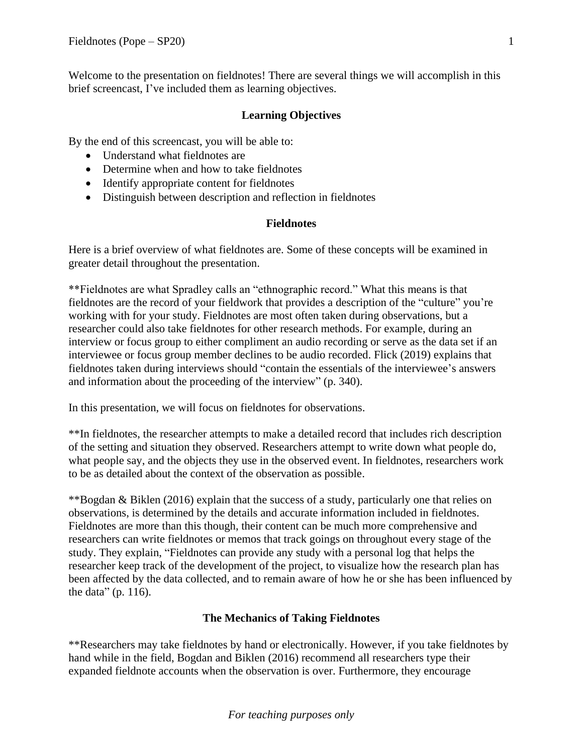Welcome to the presentation on fieldnotes! There are several things we will accomplish in this brief screencast, I've included them as learning objectives.

## Learning Objectives

By the end of this screencast, you will be able to:

- Understand what fieldnotes are
- Determine when and how to take fieldnotes
- Identify appropriate content for fieldnotes
- Distinguish between description and reflection in fieldnotes

## Fieldnotes

Here is a brief overview of what fieldnotes are. Some of these concepts will be examined in greater detail throughout the presentation.

**Fieldnotes are what Spradley calls an "ethnographic record." What this means is that fieldnotes are the record of your fieldwork that provides a description of the "culture" you're working with for your study. Fieldnotes are most often taken during observations, but a researcher could also take fieldnotes for other research methods. For example, during an interview or focus group to either compliment an audio recording or serve as the data set if an interviewee or focus group member declines to be audio recorded. Flick (2019) explains that fieldnotes taken during interviews should "contain the essentials of the interviewee's answers and information about the proceeding of the interview" (p. 340).

In this presentation, we will focus on fieldnotes for observations.

**In fieldnotes, the researcher attempts to make a detailed record that includes rich description of the setting and situation they observed. Researchers attempt to write down what people do, what people say, and the objects they use in the observed event. In fieldnotes, researchers work to be as detailed about the context of the observation as possible.

**Bogdan & Biklen (2016) explain that the success of a study, particularly one that relies on observations, is determined by the details and accurate information included in fieldnotes. Fieldnotes are more than this though, their content can be much more comprehensive and researchers can write fieldnotes or memos that track goings on throughout every stage of the study. They explain, "Fieldnotes can provide any study with a personal log that helps the researcher keep track of the development of the project, to visualize how the research plan has been affected by the data collected, and to remain aware of how he or she has been influenced by the data" (p. 116).

## The Mechanics of Taking Fieldnotes

**Researchers may take fieldnotes by hand or electronically. However, if you take fieldnotes by hand while in the field, Bogdan and Biklen (2016) recommend all researchers type their expanded fieldnote accounts when the observation is over. Furthermore, they encourage

*For teaching purposes only*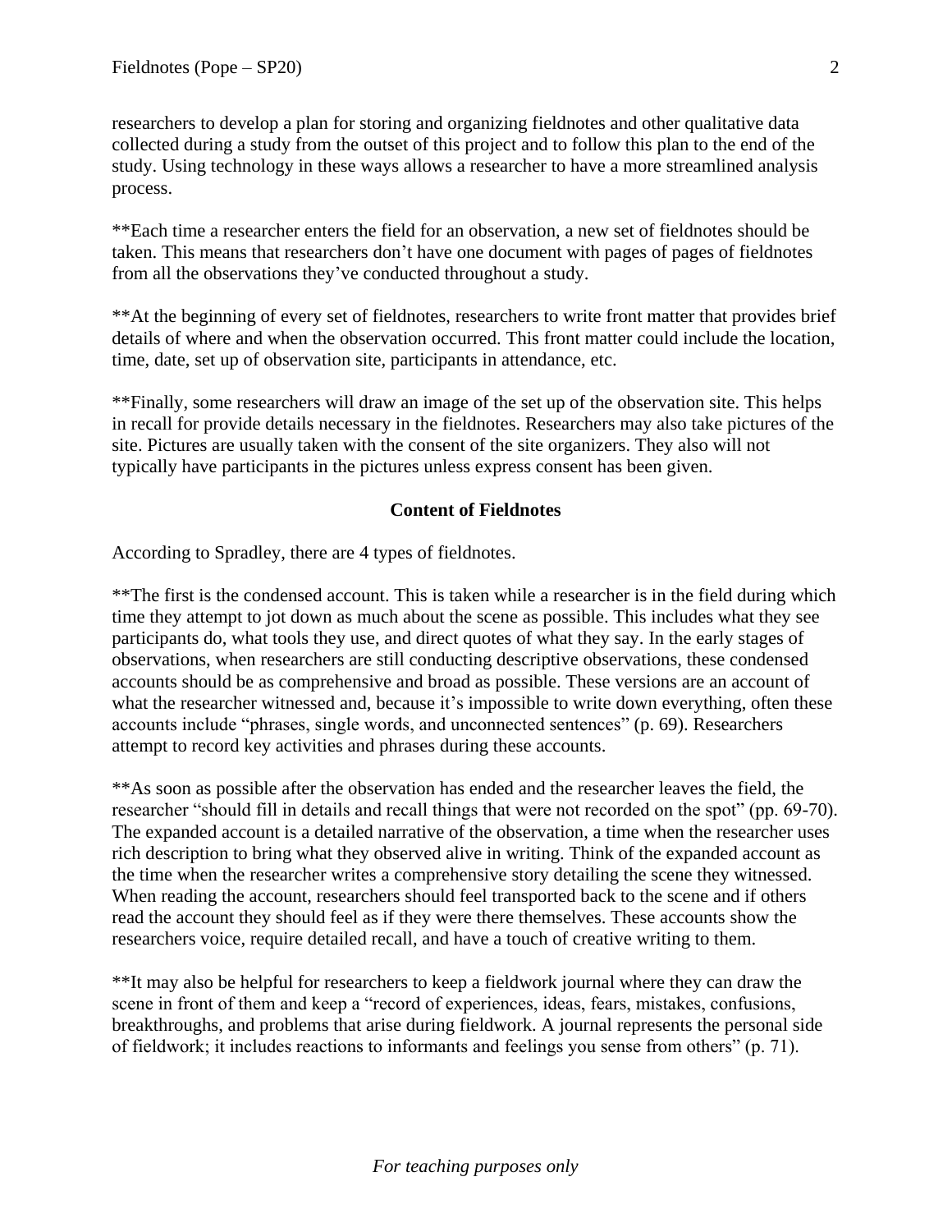researchers to develop a plan for storing and organizing fieldnotes and other qualitative data collected during a study from the outset of this project and to follow this plan to the end of the study. Using technology in these ways allows a researcher to have a more streamlined analysis process.

**Each time a researcher enters the field for an observation, a new set of fieldnotes should be taken. This means that researchers don't have one document with pages of pages of fieldnotes from all the observations they've conducted throughout a study.

**At the beginning of every set of fieldnotes, researchers to write front matter that provides brief details of where and when the observation occurred. This front matter could include the location, time, date, set up of observation site, participants in attendance, etc.

**Finally, some researchers will draw an image of the set up of the observation site. This helps in recall for provide details necessary in the fieldnotes. Researchers may also take pictures of the site. Pictures are usually taken with the consent of the site organizers. They also will not typically have participants in the pictures unless express consent has been given.

## Content of Fieldnotes

According to Spradley, there are 4 types of fieldnotes.

**The first is the condensed account. This is taken while a researcher is in the field during which time they attempt to jot down as much about the scene as possible. This includes what they see participants do, what tools they use, and direct quotes of what they say. In the early stages of observations, when researchers are still conducting descriptive observations, these condensed accounts should be as comprehensive and broad as possible. These versions are an account of what the researcher witnessed and, because it's impossible to write down everything, often these accounts include "phrases, single words, and unconnected sentences" (p. 69). Researchers attempt to record key activities and phrases during these accounts.

**As soon as possible after the observation has ended and the researcher leaves the field, the researcher "should fill in details and recall things that were not recorded on the spot" (pp. 69-70). The expanded account is a detailed narrative of the observation, a time when the researcher uses rich description to bring what they observed alive in writing. Think of the expanded account as the time when the researcher writes a comprehensive story detailing the scene they witnessed. When reading the account, researchers should feel transported back to the scene and if others read the account they should feel as if they were there themselves. These accounts show the researchers voice, require detailed recall, and have a touch of creative writing to them.

**It may also be helpful for researchers to keep a fieldwork journal where they can draw the scene in front of them and keep a "record of experiences, ideas, fears, mistakes, confusions, breakthroughs, and problems that arise during fieldwork. A journal represents the personal side of fieldwork; it includes reactions to informants and feelings you sense from others" (p. 71).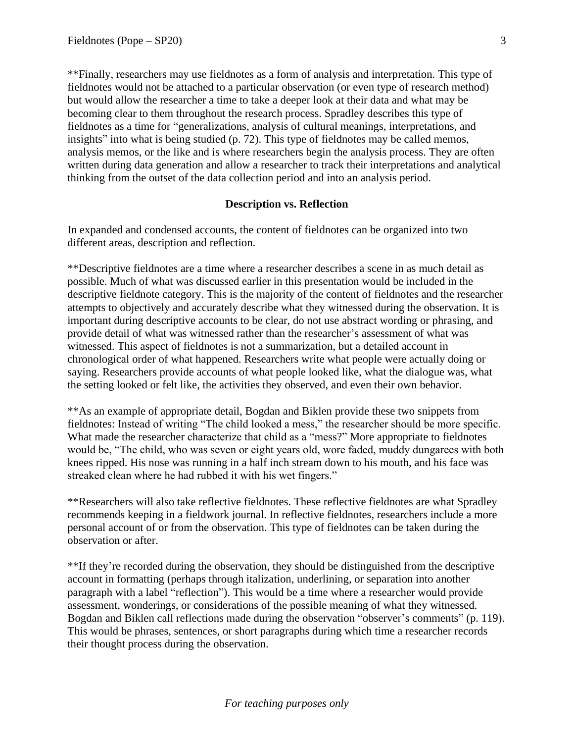**Finally, researchers may use fieldnotes as a form of analysis and interpretation. This type of fieldnotes would not be attached to a particular observation (or even type of research method) but would allow the researcher a time to take a deeper look at their data and what may be becoming clear to them throughout the research process. Spradley describes this type of fieldnotes as a time for "generalizations, analysis of cultural meanings, interpretations, and insights" into what is being studied (p. 72). This type of fieldnotes may be called memos, analysis memos, or the like and is where researchers begin the analysis process. They are often written during data generation and allow a researcher to track their interpretations and analytical thinking from the outset of the data collection period and into an analysis period.

## Description vs. Reflection

In expanded and condensed accounts, the content of fieldnotes can be organized into two different areas, description and reflection.

**Descriptive fieldnotes are a time where a researcher describes a scene in as much detail as possible. Much of what was discussed earlier in this presentation would be included in the descriptive fieldnote category. This is the majority of the content of fieldnotes and the researcher attempts to objectively and accurately describe what they witnessed during the observation. It is important during descriptive accounts to be clear, do not use abstract wording or phrasing, and provide detail of what was witnessed rather than the researcher's assessment of what was witnessed. This aspect of fieldnotes is not a summarization, but a detailed account in chronological order of what happened. Researchers write what people were actually doing or saying. Researchers provide accounts of what people looked like, what the dialogue was, what the setting looked or felt like, the activities they observed, and even their own behavior.

**As an example of appropriate detail, Bogdan and Biklen provide these two snippets from fieldnotes: Instead of writing "The child looked a mess," the researcher should be more specific. What made the researcher characterize that child as a "mess?" More appropriate to fieldnotes would be, "The child, who was seven or eight years old, wore faded, muddy dungarees with both knees ripped. His nose was running in a half inch stream down to his mouth, and his face was streaked clean where he had rubbed it with his wet fingers."

**Researchers will also take reflective fieldnotes. These reflective fieldnotes are what Spradley recommends keeping in a fieldwork journal. In reflective fieldnotes, researchers include a more personal account of or from the observation. This type of fieldnotes can be taken during the observation or after.

**If they're recorded during the observation, they should be distinguished from the descriptive account in formatting (perhaps through italization, underlining, or separation into another paragraph with a label "reflection"). This would be a time where a researcher would provide assessment, wonderings, or considerations of the possible meaning of what they witnessed. Bogdan and Biklen call reflections made during the observation "observer's comments" (p. 119). This would be phrases, sentences, or short paragraphs during which time a researcher records their thought process during the observation.

*For teaching purposes only*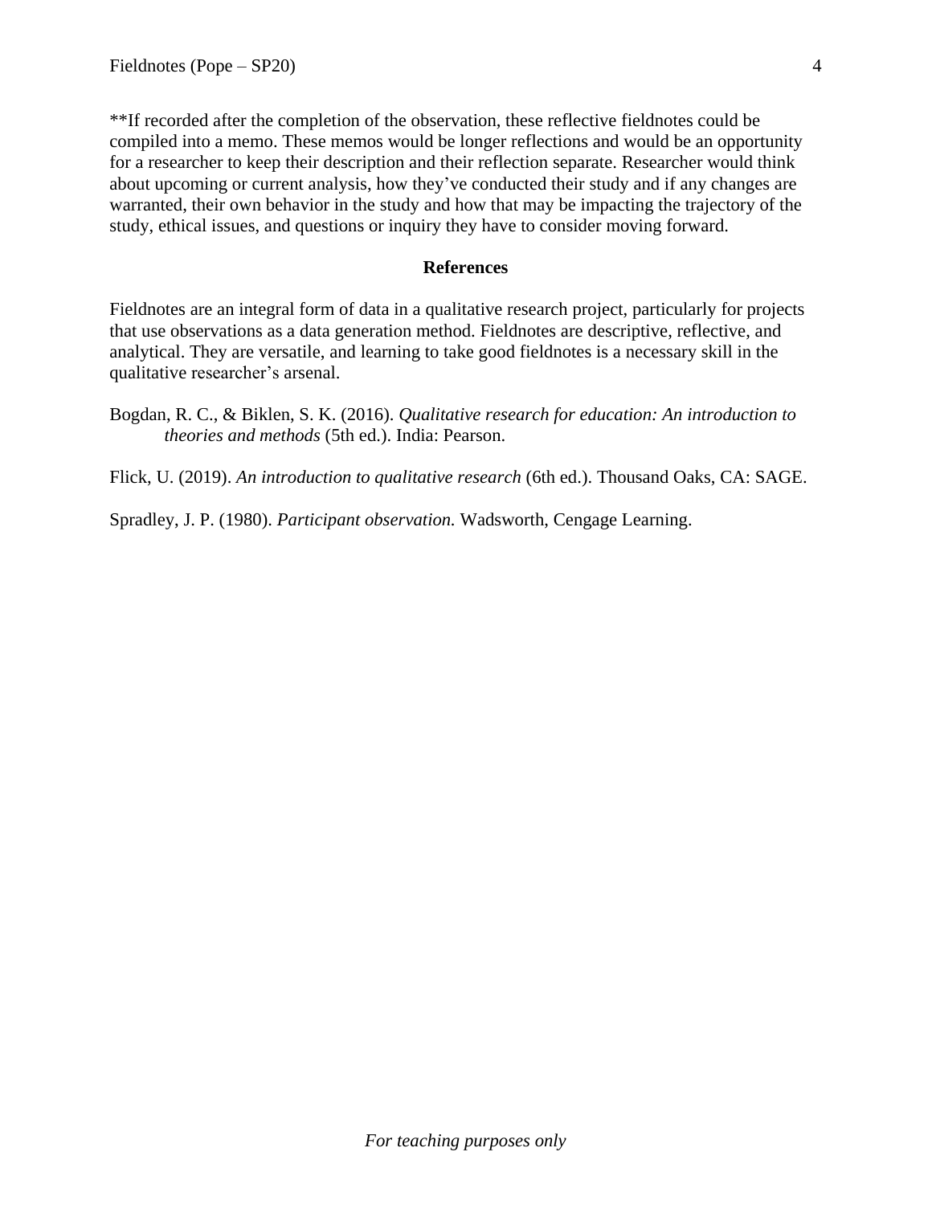**If recorded after the completion of the observation, these reflective fieldnotes could be compiled into a memo. These memos would be longer reflections and would be an opportunity for a researcher to keep their description and their reflection separate. Researcher would think about upcoming or current analysis, how they've conducted their study and if any changes are warranted, their own behavior in the study and how that may be impacting the trajectory of the study, ethical issues, and questions or inquiry they have to consider moving forward.

## References

Fieldnotes are an integral form of data in a qualitative research project, particularly for projects that use observations as a data generation method. Fieldnotes are descriptive, reflective, and analytical. They are versatile, and learning to take good fieldnotes is a necessary skill in the qualitative researcher's arsenal.

Bogdan, R. C., & Biklen, S. K. (2016). *Qualitative research for education: An introduction to theories and methods* (5th ed.). India: Pearson.

Flick, U. (2019). *An introduction to qualitative research* (6th ed.). Thousand Oaks, CA: SAGE.

Spradley, J. P. (1980). *Participant observation.* Wadsworth, Cengage Learning.

*For teaching purposes only*